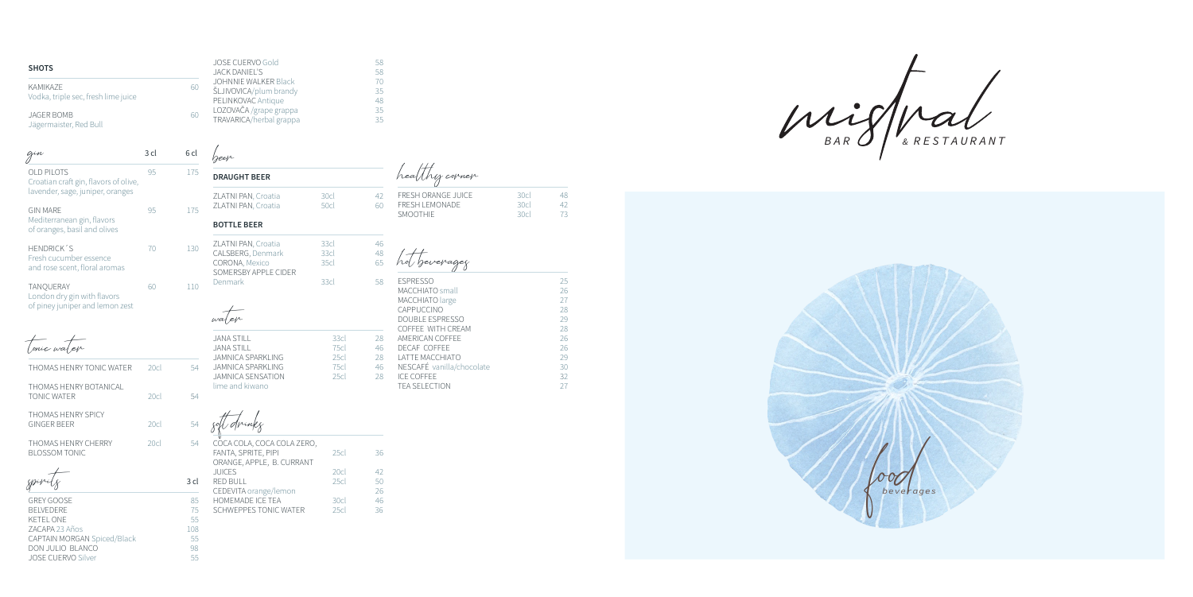## SHOTS

| | |
|---|---|
| KAMIKAZE<br>Vodka, triple sec, fresh lime juice | 60 |
| JAGER BOMB<br>Jagermaister, Red Bull | 60 |

## gin

| | 3 cl | 6 cl |
|---|---|---|
| OLD PILOTS<br>Croatian craft gin, flavors of olive, lavender, sage, juniper, oranges | 95 | 175 |
| GIN MARE<br>Mediterranean gin, flavors of oranges, basil and olives | 95 | 175 |
| HENDRICK´S<br>Fresh cucumber essence and rose scent, floral aromas | 70 | 130 |
| TANQUERAY<br>London dry gin with flavors of piney juniper and lemon zest | 60 | 110 |

## tonic water

| | | |
|---|---|---|
| THOMAS HENRY TONIC WATER | 20cl | 54 |
| THOMAS HENRY BOTANICAL TONIC WATER | 20cl | 54 |
| THOMAS HENRY SPICY GINGER BEER | 20cl | 54 |
| THOMAS HENRY CHERRY BLOSSOM TONIC | 20cl | 54 |

## spirits

| | 3 cl |
|---|---|
| GREY GOOSE | 85 |
| BELVEDERE | 75 |
| KETEL ONE | 55 |
| ZACAPA 23 Años | 108 |
| CAPTAIN MORGAN Spiced/Black | 55 |
| DON JULIO BLANCO | 98 |
| JOSE CUERVO Silver | 55 |
| JOSE CUERVO Gold | 58 |
| JACK DANIEL'S | 58 |
| JOHNNIE WALKER Black | 70 |
| ŠLJIVOVICA/plum brandy | 35 |
| PELINKOVAC Antique | 48 |
| LOZOVAČA /grape grappa | 35 |
| TRAVARICA/herbal grappa | 35 |

## beer

### DRAUGHT BEER

| | | |
|---|---|---|
| ZLATNI PAN, Croatia | 30cl | 42 |
| ZLATNI PAN, Croatia | 50cl | 60 |

### BOTTLE BEER

| | | |
|---|---|---|
| ZLATNI PAN, Croatia | 33cl | 46 |
| CALSBERG, Denmark | 33cl | 48 |
| CORONA, Mexico | 35cl | 65 |
| SOMERSBY APPLE CIDER Denmark | 33cl | 58 |

## water

| | | |
|---|---|---|
| JANA STILL | 33cl | 28 |
| JANA STILL | 75cl | 46 |
| JAMNICA SPARKLING | 25cl | 28 |
| JAMNICA SPARKLING | 75cl | 46 |
| JAMNICA SENSATION lime and kiwano | 25cl | 28 |

## soft drinks

| | | |
|---|---|---|
| COCA COLA, COCA COLA ZERO, FANTA, SPRITE, PIPI ORANGE, APPLE, B. CURRANT | 25cl | 36 |
| JUICES | 20cl | 42 |
| RED BULL | 25cl | 50 |
| CEDEVITA orange/lemon | | 26 |
| HOMEMADE ICE TEA | 30cl | 46 |
| SCHWEPPES TONIC WATER | 25cl | 36 |

## healthy corner

| | | |
|---|---|---|
| FRESH ORANGE JUICE | 30cl | 48 |
| FRESH LEMONADE | 30cl | 42 |
| SMOOTHIE | 30cl | 73 |

## hot beverages

| | |
|---|---|
| ESPRESSO | 25 |
| MACCHIATO small | 26 |
| MACCHIATO large | 27 |
| CAPPUCCINO | 28 |
| DOUBLE ESPRESSO | 29 |
| COFFEE WITH CREAM | 28 |
| AMERICAN COFFEE | 26 |
| DECAF COFFEE | 26 |
| LATTE MACCHIATO | 29 |
| NESCAFÉ vanilla/chocolate | 30 |
| ICE COFFEE | 32 |
| TEA SELECTION | 27 |

# mistral
BAR & RESTAURANT

food
beverages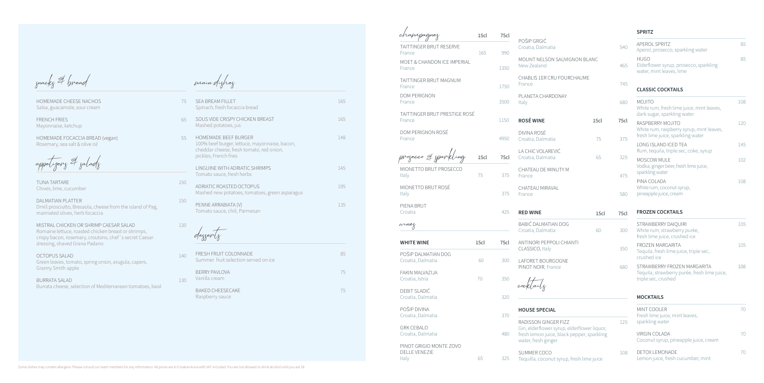## snacks & bread

| | |
|---|---|
| HOMEMADE CHEESE NACHOS<br>Salsa, guacamole, sour cream | 75 |
| FRENCH FRIES<br>Mayonnaise, ketchup | 65 |
| HOMEMADE FOCACCIA BREAD (vegan)<br>Rosemary, sea salt & olive oil | 55 |

## appetizers & salads

| | |
|---|---|
| TUNA TARTARE<br>Chives, lime, cucumber | 150 |
| DALMATIAN PLATTER<br>Drniš prosciutto, Bresaola, cheese from the island of Pag, marinated olives, herb focaccia | 150 |
| MISTRAL CHICKEN OR SHRIMP CAESAR SALAD<br>Romaine lettuce, roasted chicken breast or shrimps, crispy bacon, rosemary, croutons, chef´s secret Caesar dressing, shaved Grana Padano | 130 |
| OCTOPUS SALAD<br>Green leaves, tomato, spring onion, arugula, capers, Granny Smith apple | 140 |
| BURRATA SALAD<br>Burrata cheese, selection of Mediterranean tomatoes, basil | 130 |

## main dishes

| | |
|---|---|
| SEA BREAM FILLET<br>Spinach, fresh focaccia bread | 165 |
| SOUS VIDE CRISPY CHICKEN BREAST<br>Mashed potatoes, jus | 165 |
| HOMEMADE BEEF BURGER<br>100% beef burger, lettuce, mayonnaise, bacon, cheddar cheese, fresh tomato, red onion, pickles, French fries | 148 |
| LINGUINE WITH ADRIATIC SHRIMPS<br>Tomato sauce, fresh herbs | 145 |
| ADRIATIC ROASTED OCTOPUS<br>Mashed new potatoes, tomatoes, green asparagus | 195 |
| PENNE ARRABIATA (V)<br>Tomato sauce, chili, Parmesan | 135 |

## desserts

| | |
|---|---|
| FRESH FRUIT COLONNADE<br>Summer fruit selection served on ice | 85 |
| BERRY PAVLOVA<br>Vanilla cream | 75 |
| BAKED CHEESECAKE<br>Raspberry sauce | 75 |

## champagnes

| | 15cl | 75cl |
|---|---|---|
| TAITTINGER BRUT RESERVE<br>France | 165 | 990 |
| MOET & CHANDON ICE IMPERIAL<br>France | | 1350 |
| TAITTINGER BRUT MAGNUM<br>France | | 1750 |
| DOM PERIGNON<br>France | | 3500 |
| TAITTINGER BRUT PRESTIGE ROSÉ<br>France | | 1150 |
| DOM PERIGNON ROSÉ<br>France | | 4950 |

## prosecco & sparkling

| | 15cl | 75cl |
|---|---|---|
| MIONETTO BRUT PROSECCO<br>Italy | 75 | 375 |
| MIONETTO BRUT ROSÉ<br>Italy | | 375 |
| PIENA BRUT<br>Croatia | | 425 |

## wines

| WHITE WINE | 15cl | 75cl |
|---|---|---|
| POŠIP DALMATIAN DOG<br>Croatia, Dalmatia | 60 | 300 |
| FAKIN MALVAZIJA<br>Croatia, Istria | 70 | 350 |
| DEBIT SLADIĆ<br>Croatia, Dalmatia | | 320 |
| POŠIP DIVINA<br>Croatia, Dalmatia | | 370 |
| GRK CEBALO<br>Croatia, Dalmatia | | 480 |
| PINOT GRIGIO MONTE ZOVO DELLE VENEZIE<br>Italy | 65 | 325 |
| POŠIP GRGIĆ<br>Croatia, Dalmatia | | 540 |
| MOUNT NELSON SAUVIGNON BLANC<br>New Zealand | | 465 |
| CHABLIS 1ER CRU FOURCHAUME<br>France | | 745 |
| PLANETA CHARDONAY<br>Italy | | 680 |

| ROSÉ WINE | 15cl | 75cl |
|---|---|---|
| DIVINA ROSÉ<br>Croatia, Dalmatia | 75 | 375 |
| LA CHIC VOLAREVIĆ<br>Croatia, Dalmatia | 65 | 325 |
| CHATEAU DE MINUTY M<br>France | | 475 |
| CHATEAU MIRAVAL<br>France | | 580 |

| RED WINE | 15cl | 75cl |
|---|---|---|
| BABIĆ DALMATIAN DOG<br>Croatia, Dalmatia | 60 | 300 |
| ANTINORI PEPPOLI CHIANTI CLASSICO, Italy | | 350 |
| LAFORET BOURGOGNE PINOT NOIR, France | | 680 |

## cocktails

### HOUSE SPECIAL

| | |
|---|---|
| RADISSON GINGER FIZZ<br>Gin, elderflower syrup, elderflower liquor, fresh lemon juice, black pepper, sparkling water, fresh ginger | 125 |
| SUMMER COCO<br>Tequilla, coconut syrup, fresh lime juice | 108 |

### SPRITZ

| | |
|---|---|
| APEROL SPRITZ<br>Aperol, prosecco, sparkling water | 85 |
| HUGO<br>Elderflower syrup, prosecco, sparkling water, mint leaves, lime | 85 |

### CLASSIC COCKTAILS

| | |
|---|---|
| MOJITO<br>White rum, fresh lime juice, mint leaves, dark sugar, sparkling water | 108 |
| RASPBERRY MOJITO<br>White rum, raspberry syrup, mint leaves, fresh lime juice, sparkling water | 120 |
| LONG ISLAND ICED TEA<br>Rum, tequila, triple sec, coke, syrup | 145 |
| MOSCOW MULE<br>Vodka, ginger beer, fresh lime juice, sparkling water | 102 |
| PINA COLADA<br>White rum, coconut syrup, pineapple juice, cream | 108 |

### FROZEN COCKTAILS

| | |
|---|---|
| STRAWBERRY DAIQUIRI<br>White rum, strawberry purée, fresh lime juice, crushed ice | 105 |
| FROZEN MARGARITA<br>Tequila, fresh lime juice, triple sec, crushed ice | 105 |
| STRAWBERRY FROZEN MARGARITA<br>Tequila, strawberry purée, fresh lime juice, triple sec, crushed | 108 |

### MOCKTAILS

| | |
|---|---|
| MINT COOLER<br>Fresh lime juice, mint leaves, sparkling water | 70 |
| VIRGIN COLADA<br>Coconut syrup, pineapple juice, cream | 70 |
| DETOX LEMONADE<br>Lemon juice, fresh cucumber, mint | 70 |

Some dishes may conatin allergens. Please consult our team members for any information. All prices are in Croatian kuna with VAT included. You are not allowed to drink alcohol until you are 18.